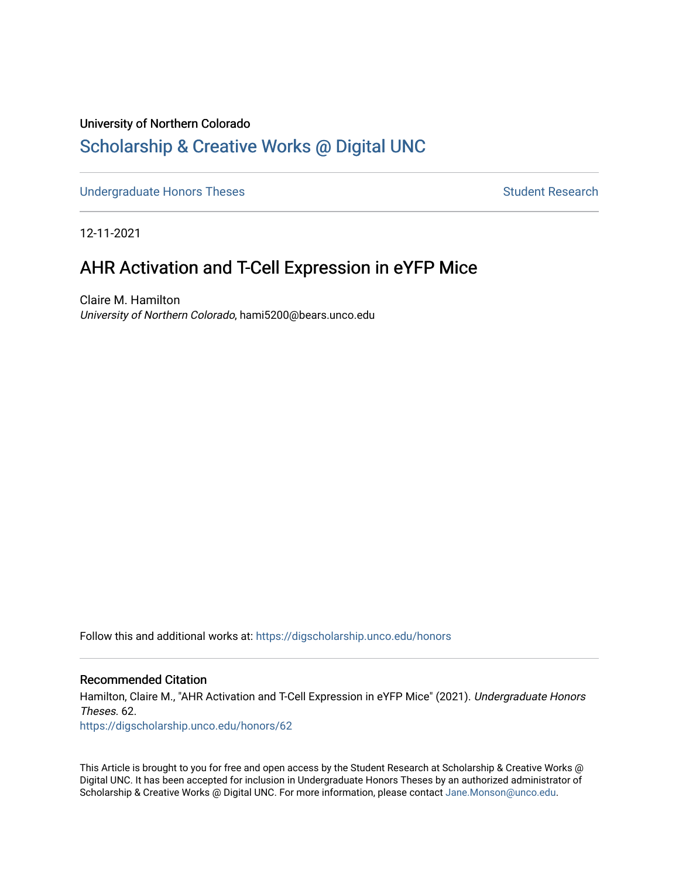University of Northern Colorado

# Scholarship & Creative Works @ Digital UNC

Undergraduate Honors Theses

Student Research

12-11-2021

## AHR Activation and T-Cell Expression in eYFP Mice

Claire M. Hamilton
*University of Northern Colorado*, hami5200@bears.unco.edu

Follow this and additional works at: https://digscholarship.unco.edu/honors

### Recommended Citation

Hamilton, Claire M., "AHR Activation and T-Cell Expression in eYFP Mice" (2021). *Undergraduate Honors Theses*. 62.
https://digscholarship.unco.edu/honors/62

This Article is brought to you for free and open access by the Student Research at Scholarship & Creative Works @ Digital UNC. It has been accepted for inclusion in Undergraduate Honors Theses by an authorized administrator of Scholarship & Creative Works @ Digital UNC. For more information, please contact Jane.Monson@unco.edu.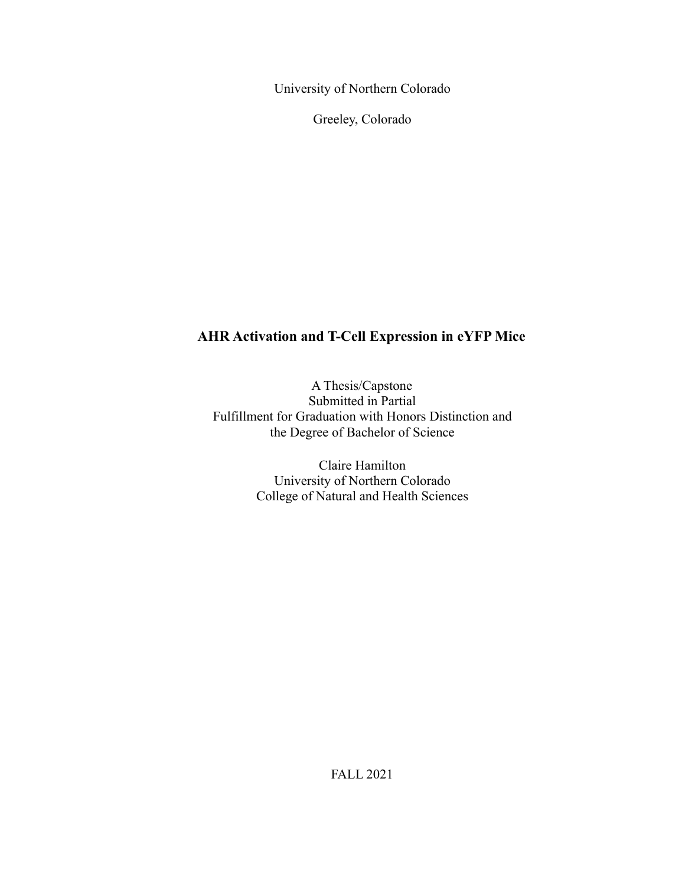University of Northern Colorado

Greeley, Colorado

# AHR Activation and T-Cell Expression in eYFP Mice

A Thesis/Capstone
Submitted in Partial
Fulfillment for Graduation with Honors Distinction and
the Degree of Bachelor of Science

Claire Hamilton
University of Northern Colorado
College of Natural and Health Sciences

FALL 2021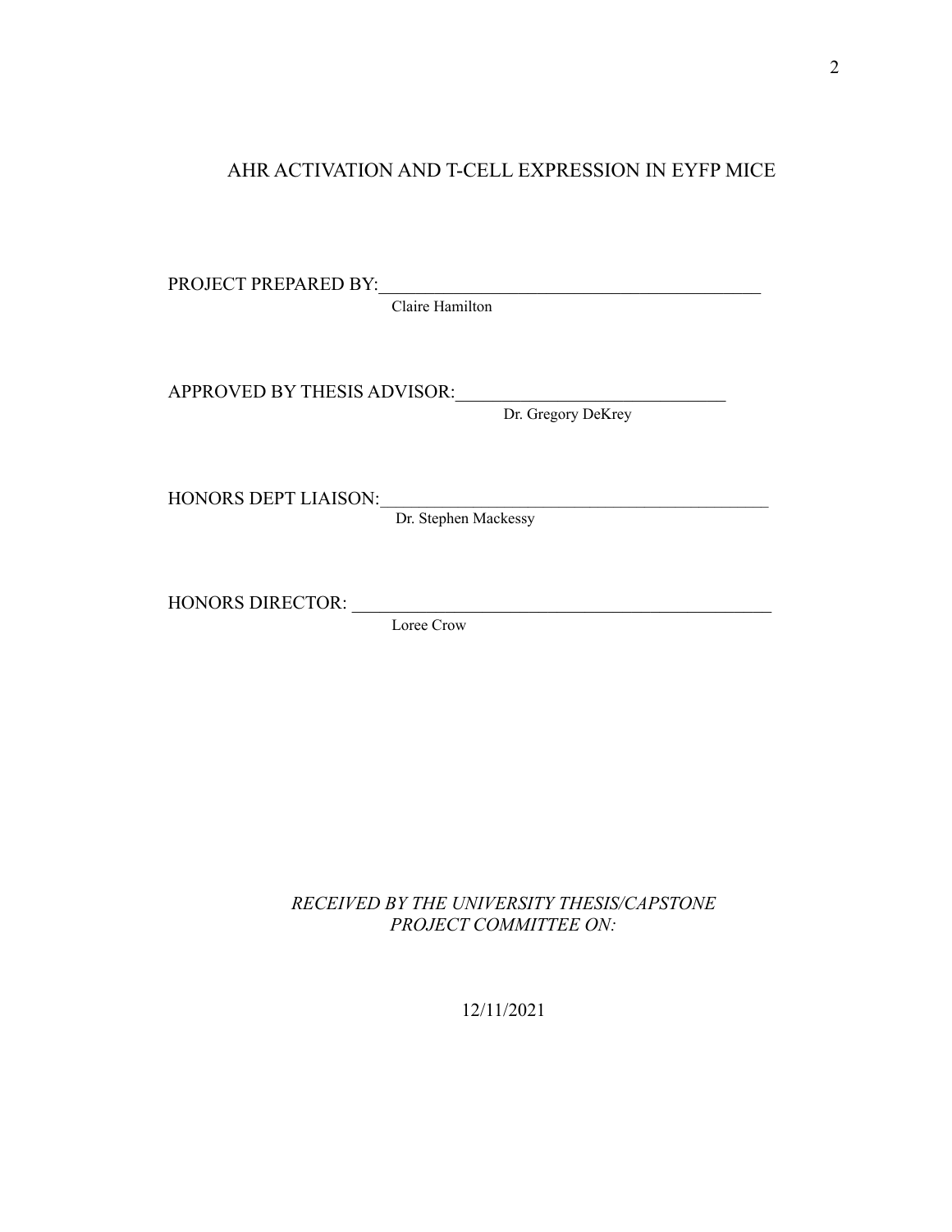# AHR ACTIVATION AND T-CELL EXPRESSION IN EYFP MICE

PROJECT PREPARED BY:_____________________________________________
Claire Hamilton

APPROVED BY THESIS ADVISOR:______________________________
Dr. Gregory DeKrey

HONORS DEPT LIAISON:______________________________________________
Dr. Stephen Mackessy

HONORS DIRECTOR: _________________________________________________
Loree Crow

*RECEIVED BY THE UNIVERSITY THESIS/CAPSTONE PROJECT COMMITTEE ON:*

12/11/2021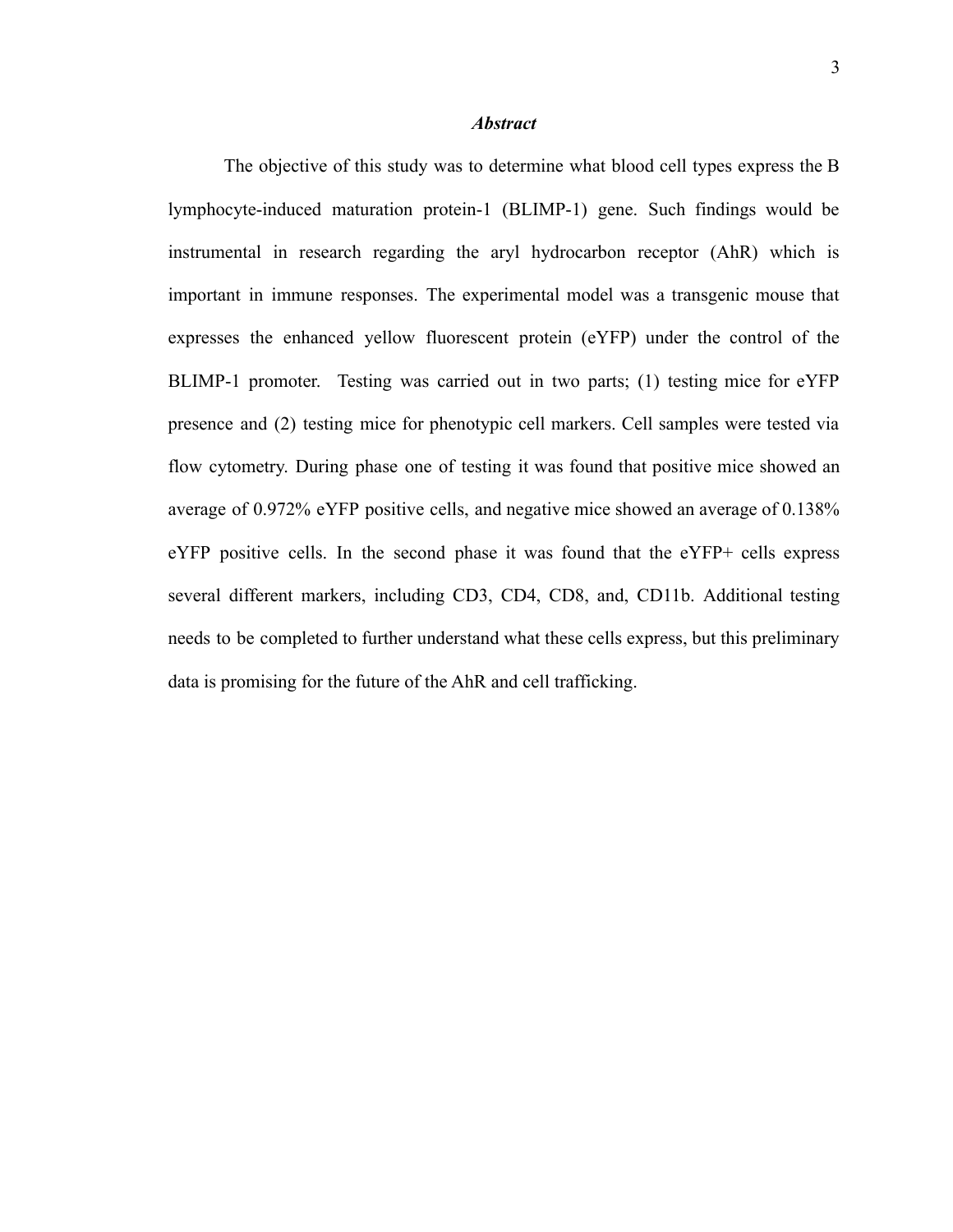## *Abstract*

The objective of this study was to determine what blood cell types express the B lymphocyte-induced maturation protein-1 (BLIMP-1) gene. Such findings would be instrumental in research regarding the aryl hydrocarbon receptor (AhR) which is important in immune responses. The experimental model was a transgenic mouse that expresses the enhanced yellow fluorescent protein (eYFP) under the control of the BLIMP-1 promoter. Testing was carried out in two parts; (1) testing mice for eYFP presence and (2) testing mice for phenotypic cell markers. Cell samples were tested via flow cytometry. During phase one of testing it was found that positive mice showed an average of 0.972% eYFP positive cells, and negative mice showed an average of 0.138% eYFP positive cells. In the second phase it was found that the eYFP+ cells express several different markers, including CD3, CD4, CD8, and, CD11b. Additional testing needs to be completed to further understand what these cells express, but this preliminary data is promising for the future of the AhR and cell trafficking.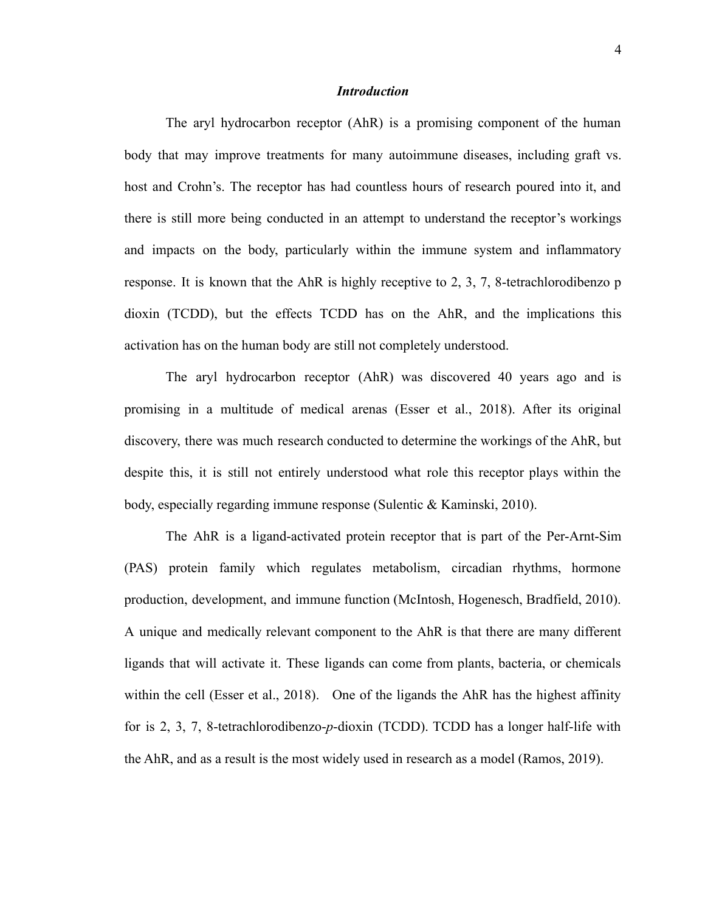### *Introduction*

The aryl hydrocarbon receptor (AhR) is a promising component of the human body that may improve treatments for many autoimmune diseases, including graft vs. host and Crohn's. The receptor has had countless hours of research poured into it, and there is still more being conducted in an attempt to understand the receptor's workings and impacts on the body, particularly within the immune system and inflammatory response. It is known that the AhR is highly receptive to 2, 3, 7, 8-tetrachlorodibenzo p dioxin (TCDD), but the effects TCDD has on the AhR, and the implications this activation has on the human body are still not completely understood.

The aryl hydrocarbon receptor (AhR) was discovered 40 years ago and is promising in a multitude of medical arenas (Esser et al., 2018). After its original discovery, there was much research conducted to determine the workings of the AhR, but despite this, it is still not entirely understood what role this receptor plays within the body, especially regarding immune response (Sulentic & Kaminski, 2010).

The AhR is a ligand-activated protein receptor that is part of the Per-Arnt-Sim (PAS) protein family which regulates metabolism, circadian rhythms, hormone production, development, and immune function (McIntosh, Hogenesch, Bradfield, 2010). A unique and medically relevant component to the AhR is that there are many different ligands that will activate it. These ligands can come from plants, bacteria, or chemicals within the cell (Esser et al., 2018). One of the ligands the AhR has the highest affinity for is 2, 3, 7, 8-tetrachlorodibenzo-*p*-dioxin (TCDD). TCDD has a longer half-life with the AhR, and as a result is the most widely used in research as a model (Ramos, 2019).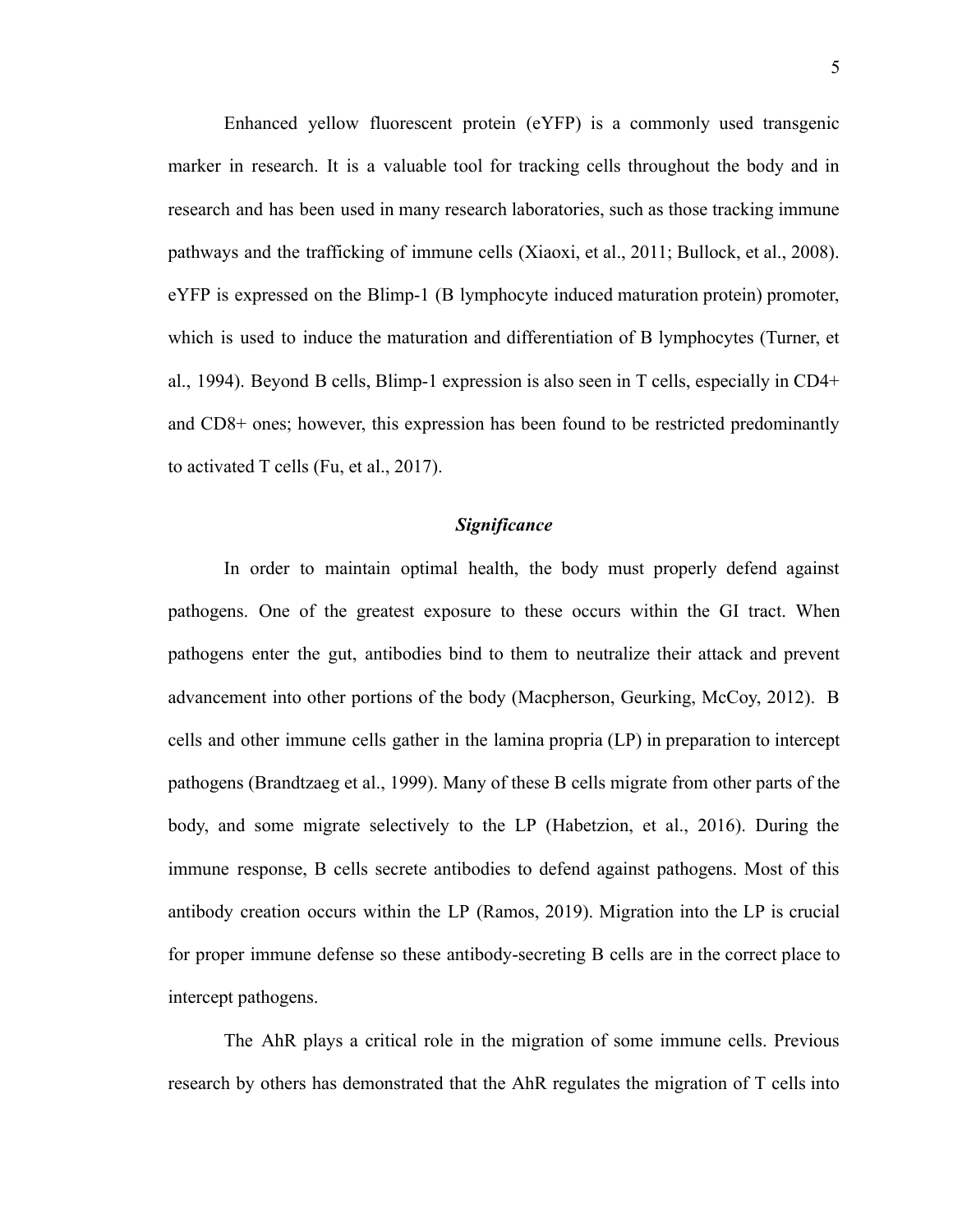Enhanced yellow fluorescent protein (eYFP) is a commonly used transgenic marker in research. It is a valuable tool for tracking cells throughout the body and in research and has been used in many research laboratories, such as those tracking immune pathways and the trafficking of immune cells (Xiaoxi, et al., 2011; Bullock, et al., 2008). eYFP is expressed on the Blimp-1 (B lymphocyte induced maturation protein) promoter, which is used to induce the maturation and differentiation of B lymphocytes (Turner, et al., 1994). Beyond B cells, Blimp-1 expression is also seen in T cells, especially in CD4+ and CD8+ ones; however, this expression has been found to be restricted predominantly to activated T cells (Fu, et al., 2017).

### *Significance*

In order to maintain optimal health, the body must properly defend against pathogens. One of the greatest exposure to these occurs within the GI tract. When pathogens enter the gut, antibodies bind to them to neutralize their attack and prevent advancement into other portions of the body (Macpherson, Geurking, McCoy, 2012). B cells and other immune cells gather in the lamina propria (LP) in preparation to intercept pathogens (Brandtzaeg et al., 1999). Many of these B cells migrate from other parts of the body, and some migrate selectively to the LP (Habetzion, et al., 2016). During the immune response, B cells secrete antibodies to defend against pathogens. Most of this antibody creation occurs within the LP (Ramos, 2019). Migration into the LP is crucial for proper immune defense so these antibody-secreting B cells are in the correct place to intercept pathogens.

The AhR plays a critical role in the migration of some immune cells. Previous research by others has demonstrated that the AhR regulates the migration of T cells into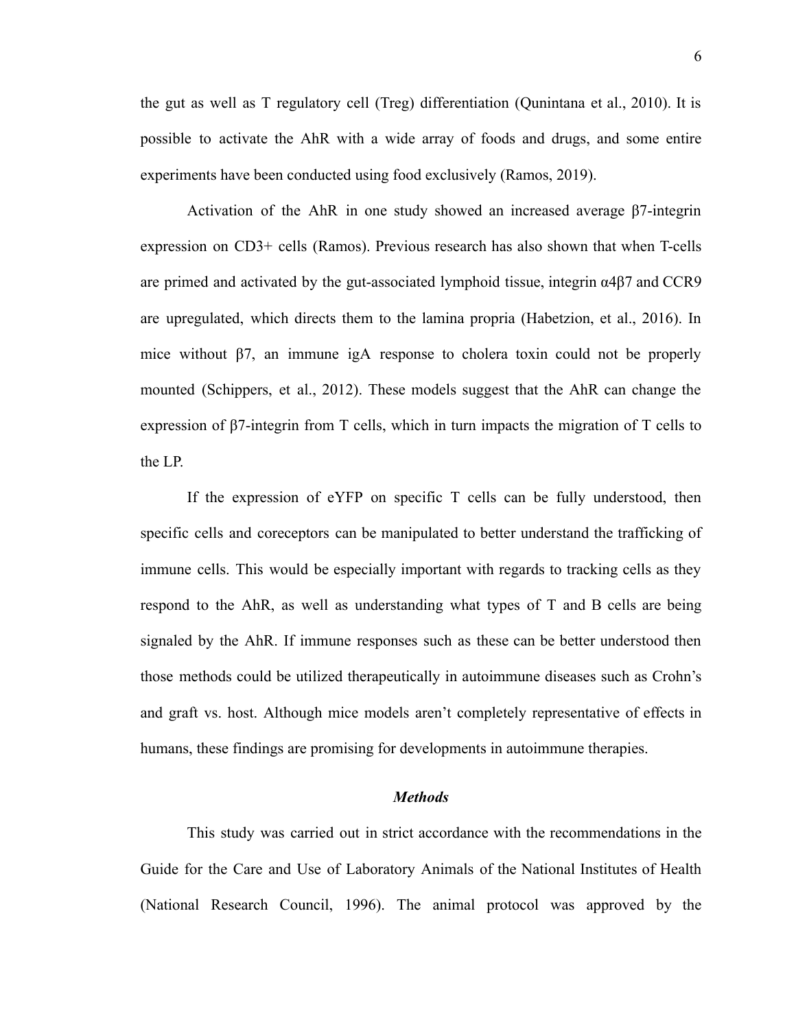the gut as well as T regulatory cell (Treg) differentiation (Qunintana et al., 2010). It is possible to activate the AhR with a wide array of foods and drugs, and some entire experiments have been conducted using food exclusively (Ramos, 2019).

Activation of the AhR in one study showed an increased average β7-integrin expression on CD3+ cells (Ramos). Previous research has also shown that when T-cells are primed and activated by the gut-associated lymphoid tissue, integrin α4β7 and CCR9 are upregulated, which directs them to the lamina propria (Habetzion, et al., 2016). In mice without β7, an immune igA response to cholera toxin could not be properly mounted (Schippers, et al., 2012). These models suggest that the AhR can change the expression of β7-integrin from T cells, which in turn impacts the migration of T cells to the LP.

If the expression of eYFP on specific T cells can be fully understood, then specific cells and coreceptors can be manipulated to better understand the trafficking of immune cells. This would be especially important with regards to tracking cells as they respond to the AhR, as well as understanding what types of T and B cells are being signaled by the AhR. If immune responses such as these can be better understood then those methods could be utilized therapeutically in autoimmune diseases such as Crohn's and graft vs. host. Although mice models aren't completely representative of effects in humans, these findings are promising for developments in autoimmune therapies.

## *Methods*

This study was carried out in strict accordance with the recommendations in the Guide for the Care and Use of Laboratory Animals of the National Institutes of Health (National Research Council, 1996). The animal protocol was approved by the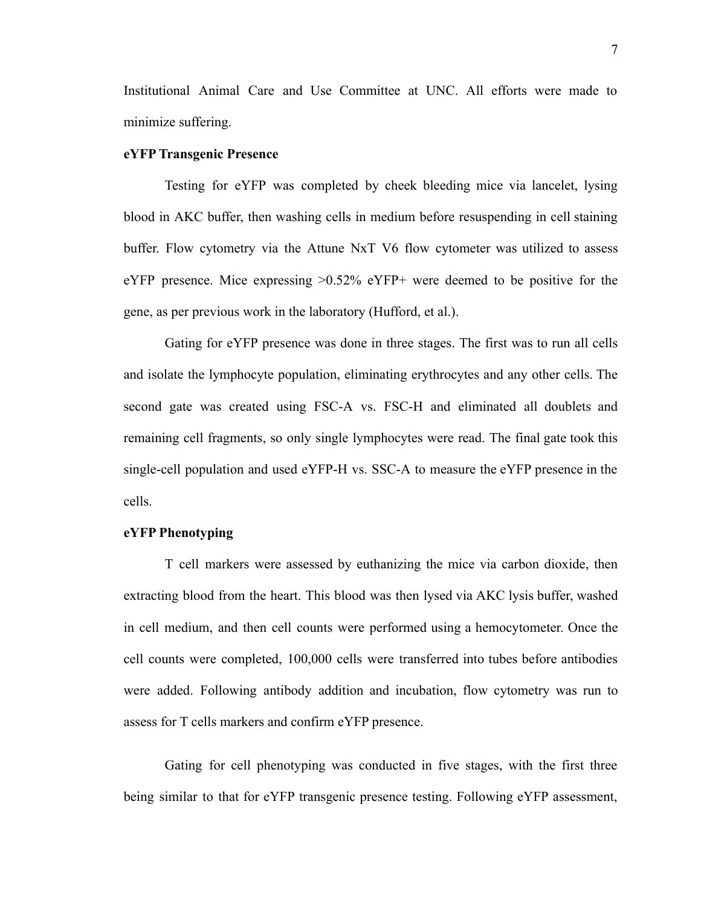Institutional Animal Care and Use Committee at UNC. All efforts were made to minimize suffering.

**eYFP Transgenic Presence**

Testing for eYFP was completed by cheek bleeding mice via lancelet, lysing blood in AKC buffer, then washing cells in medium before resuspending in cell staining buffer. Flow cytometry via the Attune NxT V6 flow cytometer was utilized to assess eYFP presence. Mice expressing >0.52% eYFP+ were deemed to be positive for the gene, as per previous work in the laboratory (Hufford, et al.).

Gating for eYFP presence was done in three stages. The first was to run all cells and isolate the lymphocyte population, eliminating erythrocytes and any other cells. The second gate was created using FSC-A vs. FSC-H and eliminated all doublets and remaining cell fragments, so only single lymphocytes were read. The final gate took this single-cell population and used eYFP-H vs. SSC-A to measure the eYFP presence in the cells.

**eYFP Phenotyping**

T cell markers were assessed by euthanizing the mice via carbon dioxide, then extracting blood from the heart. This blood was then lysed via AKC lysis buffer, washed in cell medium, and then cell counts were performed using a hemocytometer. Once the cell counts were completed, 100,000 cells were transferred into tubes before antibodies were added. Following antibody addition and incubation, flow cytometry was run to assess for T cells markers and confirm eYFP presence.

Gating for cell phenotyping was conducted in five stages, with the first three being similar to that for eYFP transgenic presence testing. Following eYFP assessment,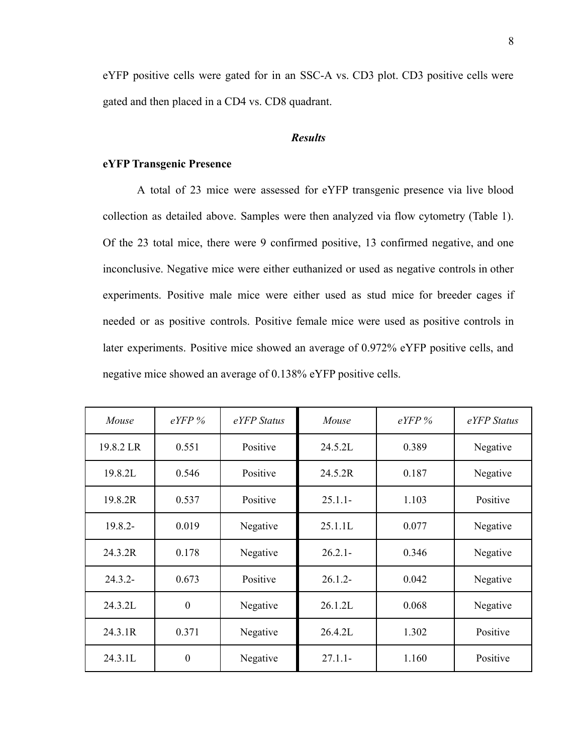eYFP positive cells were gated for in an SSC-A vs. CD3 plot. CD3 positive cells were gated and then placed in a CD4 vs. CD8 quadrant.

### *Results*

**eYFP Transgenic Presence**

A total of 23 mice were assessed for eYFP transgenic presence via live blood collection as detailed above. Samples were then analyzed via flow cytometry (Table 1). Of the 23 total mice, there were 9 confirmed positive, 13 confirmed negative, and one inconclusive. Negative mice were either euthanized or used as negative controls in other experiments. Positive male mice were either used as stud mice for breeder cages if needed or as positive controls. Positive female mice were used as positive controls in later experiments. Positive mice showed an average of 0.972% eYFP positive cells, and negative mice showed an average of 0.138% eYFP positive cells.

| *Mouse* | *eYFP %* | *eYFP Status* | *Mouse* | *eYFP %* | *eYFP Status* |
|---|---|---|---|---|---|
| 19.8.2 LR | 0.551 | Positive | 24.5.2L | 0.389 | Negative |
| 19.8.2L | 0.546 | Positive | 24.5.2R | 0.187 | Negative |
| 19.8.2R | 0.537 | Positive | 25.1.1- | 1.103 | Positive |
| 19.8.2- | 0.019 | Negative | 25.1.1L | 0.077 | Negative |
| 24.3.2R | 0.178 | Negative | 26.2.1- | 0.346 | Negative |
| 24.3.2- | 0.673 | Positive | 26.1.2- | 0.042 | Negative |
| 24.3.2L | 0 | Negative | 26.1.2L | 0.068 | Negative |
| 24.3.1R | 0.371 | Negative | 26.4.2L | 1.302 | Positive |
| 24.3.1L | 0 | Negative | 27.1.1- | 1.160 | Positive |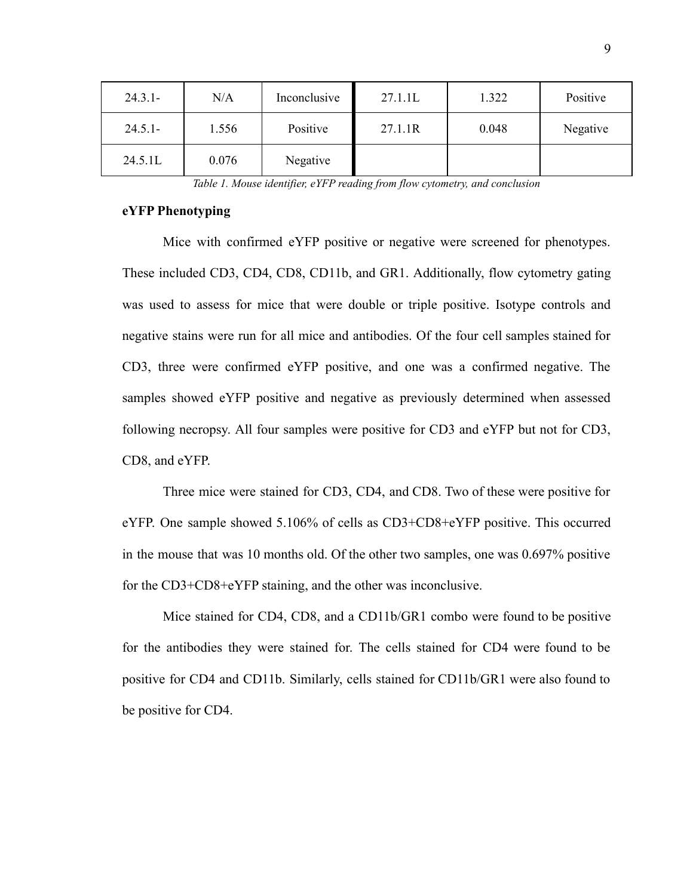| 24.3.1- | N/A | Inconclusive | 27.1.1L | 1.322 | Positive |
|---|---|---|---|---|---|
| 24.5.1- | 1.556 | Positive | 27.1.1R | 0.048 | Negative |
| 24.5.1L | 0.076 | Negative | | | |

*Table 1. Mouse identifier, eYFP reading from flow cytometry, and conclusion*

**eYFP Phenotyping**

Mice with confirmed eYFP positive or negative were screened for phenotypes. These included CD3, CD4, CD8, CD11b, and GR1. Additionally, flow cytometry gating was used to assess for mice that were double or triple positive. Isotype controls and negative stains were run for all mice and antibodies. Of the four cell samples stained for CD3, three were confirmed eYFP positive, and one was a confirmed negative. The samples showed eYFP positive and negative as previously determined when assessed following necropsy. All four samples were positive for CD3 and eYFP but not for CD3, CD8, and eYFP.

Three mice were stained for CD3, CD4, and CD8. Two of these were positive for eYFP. One sample showed 5.106% of cells as CD3+CD8+eYFP positive. This occurred in the mouse that was 10 months old. Of the other two samples, one was 0.697% positive for the CD3+CD8+eYFP staining, and the other was inconclusive.

Mice stained for CD4, CD8, and a CD11b/GR1 combo were found to be positive for the antibodies they were stained for. The cells stained for CD4 were found to be positive for CD4 and CD11b. Similarly, cells stained for CD11b/GR1 were also found to be positive for CD4.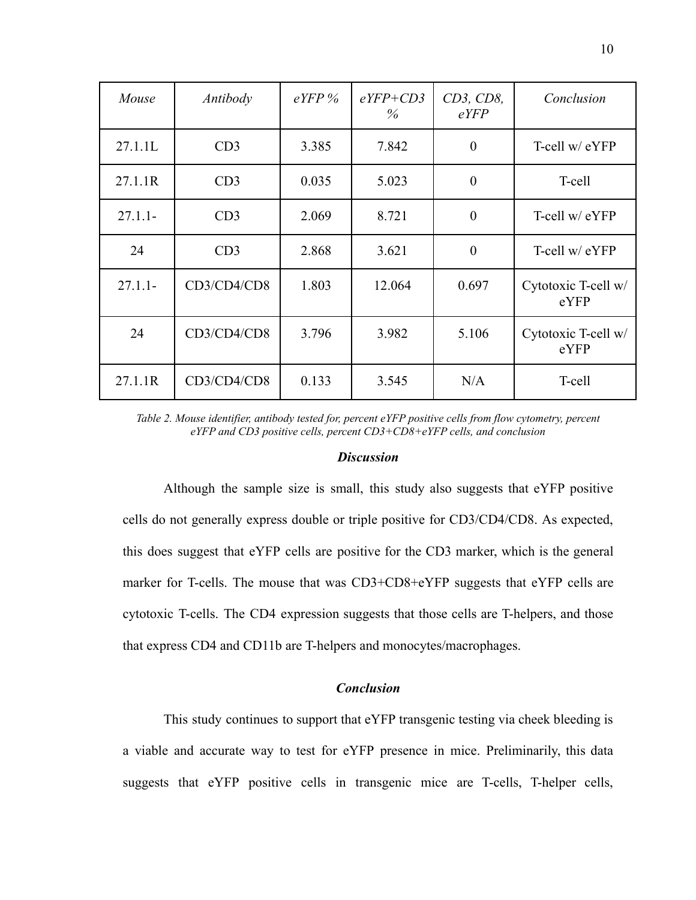| *Mouse* | *Antibody* | *eYFP %* | *eYFP+CD3 %* | *CD3, CD8, eYFP* | *Conclusion* |
|---|---|---|---|---|---|
| 27.1.1L | CD3 | 3.385 | 7.842 | 0 | T-cell w/ eYFP |
| 27.1.1R | CD3 | 0.035 | 5.023 | 0 | T-cell |
| 27.1.1- | CD3 | 2.069 | 8.721 | 0 | T-cell w/ eYFP |
| 24 | CD3 | 2.868 | 3.621 | 0 | T-cell w/ eYFP |
| 27.1.1- | CD3/CD4/CD8 | 1.803 | 12.064 | 0.697 | Cytotoxic T-cell w/ eYFP |
| 24 | CD3/CD4/CD8 | 3.796 | 3.982 | 5.106 | Cytotoxic T-cell w/ eYFP |
| 27.1.1R | CD3/CD4/CD8 | 0.133 | 3.545 | N/A | T-cell |

*Table 2. Mouse identifier, antibody tested for, percent eYFP positive cells from flow cytometry, percent eYFP and CD3 positive cells, percent CD3+CD8+eYFP cells, and conclusion*

### *Discussion*

Although the sample size is small, this study also suggests that eYFP positive cells do not generally express double or triple positive for CD3/CD4/CD8. As expected, this does suggest that eYFP cells are positive for the CD3 marker, which is the general marker for T-cells. The mouse that was CD3+CD8+eYFP suggests that eYFP cells are cytotoxic T-cells. The CD4 expression suggests that those cells are T-helpers, and those that express CD4 and CD11b are T-helpers and monocytes/macrophages.

### *Conclusion*

This study continues to support that eYFP transgenic testing via cheek bleeding is a viable and accurate way to test for eYFP presence in mice. Preliminarily, this data suggests that eYFP positive cells in transgenic mice are T-cells, T-helper cells,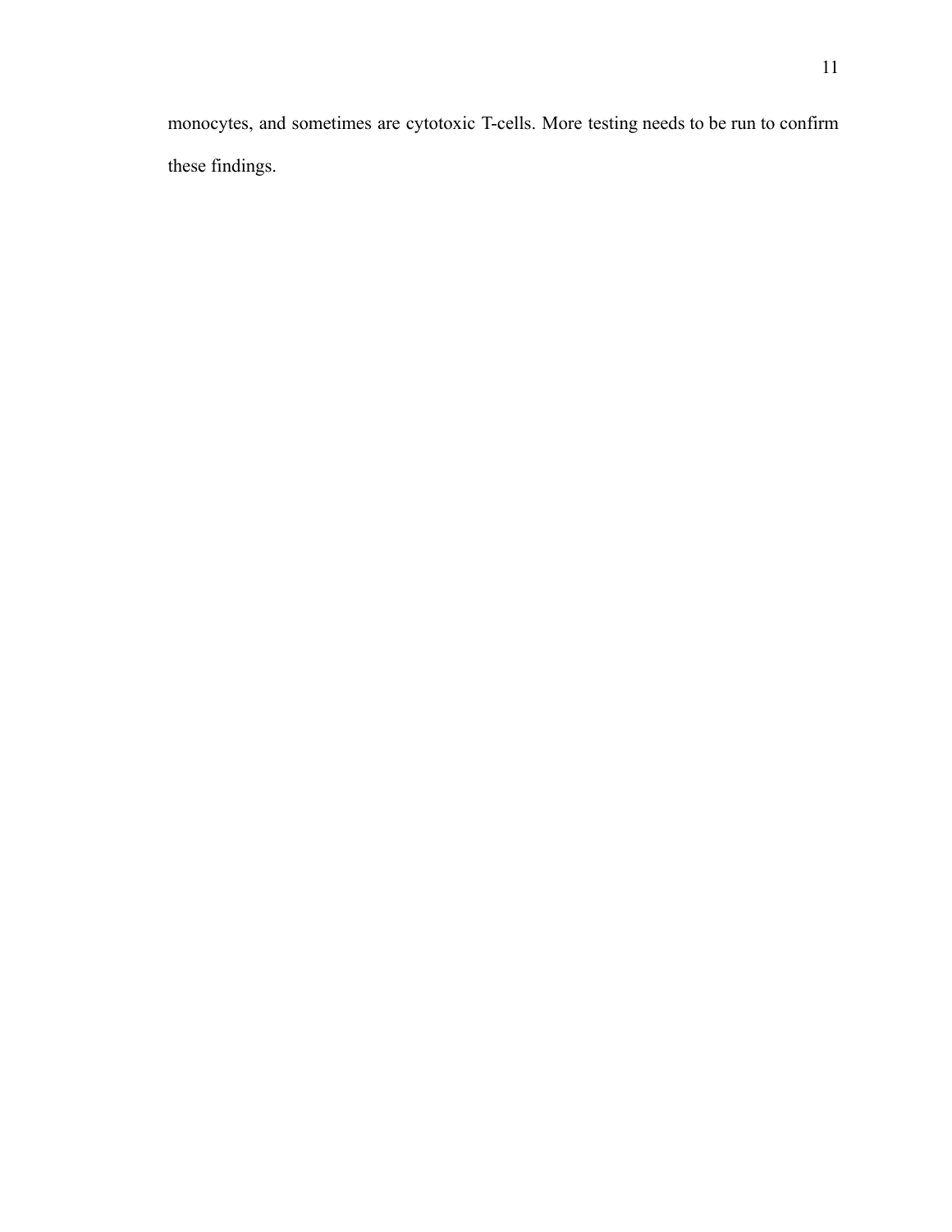monocytes, and sometimes are cytotoxic T-cells. More testing needs to be run to confirm these findings.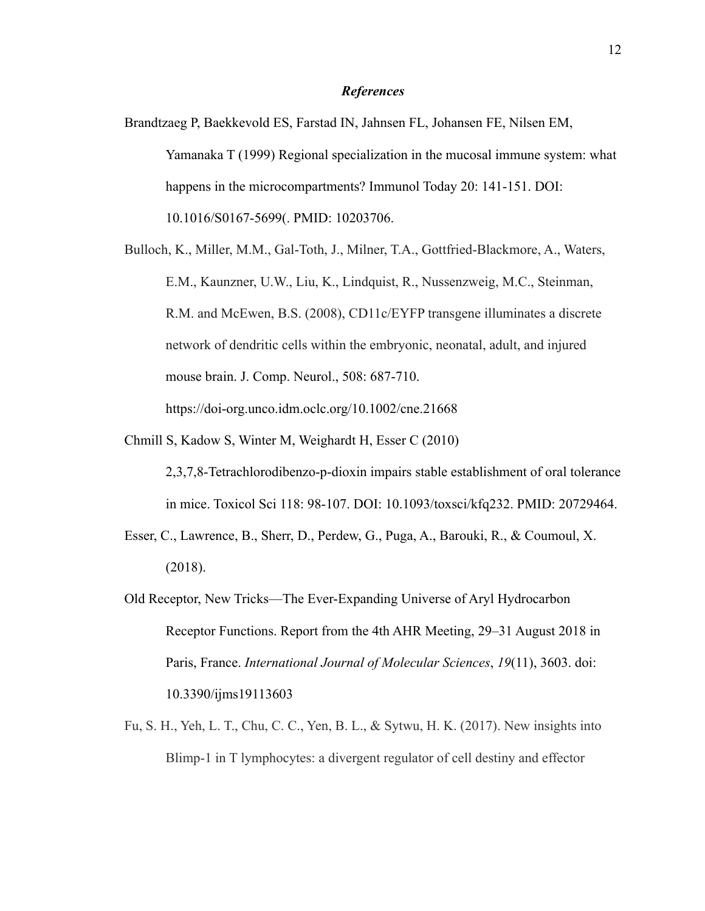### *References*

Brandtzaeg P, Baekkevold ES, Farstad IN, Jahnsen FL, Johansen FE, Nilsen EM, Yamanaka T (1999) Regional specialization in the mucosal immune system: what happens in the microcompartments? Immunol Today 20: 141-151. DOI: 10.1016/S0167-5699(. PMID: 10203706.

Bulloch, K., Miller, M.M., Gal-Toth, J., Milner, T.A., Gottfried-Blackmore, A., Waters, E.M., Kaunzner, U.W., Liu, K., Lindquist, R., Nussenzweig, M.C., Steinman, R.M. and McEwen, B.S. (2008), CD11c/EYFP transgene illuminates a discrete network of dendritic cells within the embryonic, neonatal, adult, and injured mouse brain. J. Comp. Neurol., 508: 687-710. https://doi-org.unco.idm.oclc.org/10.1002/cne.21668

Chmill S, Kadow S, Winter M, Weighardt H, Esser C (2010) 2,3,7,8-Tetrachlorodibenzo-p-dioxin impairs stable establishment of oral tolerance in mice. Toxicol Sci 118: 98-107. DOI: 10.1093/toxsci/kfq232. PMID: 20729464.

Esser, C., Lawrence, B., Sherr, D., Perdew, G., Puga, A., Barouki, R., & Coumoul, X. (2018).

Old Receptor, New Tricks—The Ever-Expanding Universe of Aryl Hydrocarbon Receptor Functions. Report from the 4th AHR Meeting, 29–31 August 2018 in Paris, France. *International Journal of Molecular Sciences*, *19*(11), 3603. doi: 10.3390/ijms19113603

Fu, S. H., Yeh, L. T., Chu, C. C., Yen, B. L., & Sytwu, H. K. (2017). New insights into Blimp-1 in T lymphocytes: a divergent regulator of cell destiny and effector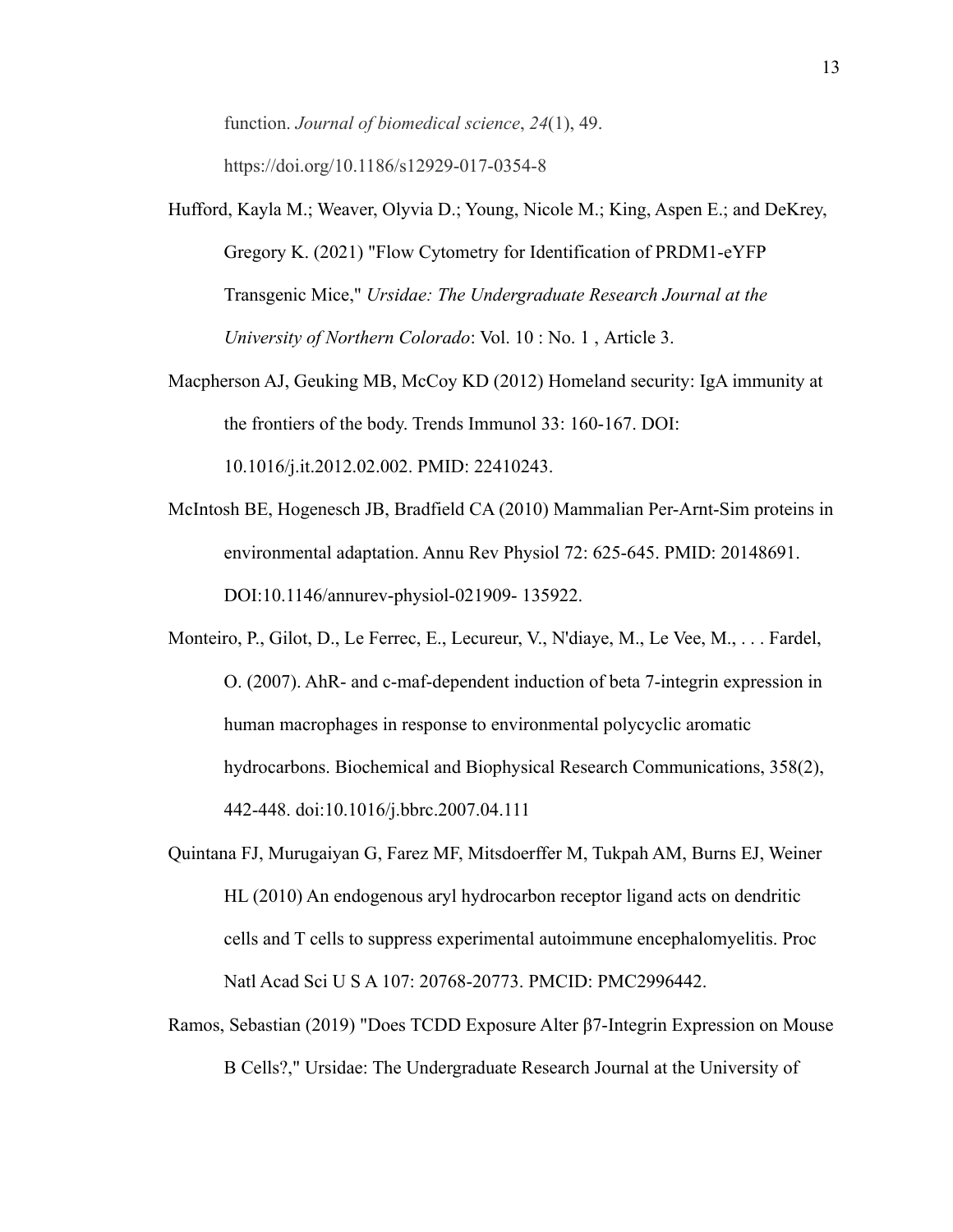function. *Journal of biomedical science*, *24*(1), 49. https://doi.org/10.1186/s12929-017-0354-8

Hufford, Kayla M.; Weaver, Olyvia D.; Young, Nicole M.; King, Aspen E.; and DeKrey, Gregory K. (2021) "Flow Cytometry for Identification of PRDM1-eYFP Transgenic Mice," *Ursidae: The Undergraduate Research Journal at the University of Northern Colorado*: Vol. 10 : No. 1 , Article 3.

Macpherson AJ, Geuking MB, McCoy KD (2012) Homeland security: IgA immunity at the frontiers of the body. Trends Immunol 33: 160-167. DOI: 10.1016/j.it.2012.02.002. PMID: 22410243.

McIntosh BE, Hogenesch JB, Bradfield CA (2010) Mammalian Per-Arnt-Sim proteins in environmental adaptation. Annu Rev Physiol 72: 625-645. PMID: 20148691. DOI:10.1146/annurev-physiol-021909- 135922.

Monteiro, P., Gilot, D., Le Ferrec, E., Lecureur, V., N'diaye, M., Le Vee, M., . . . Fardel, O. (2007). AhR- and c-maf-dependent induction of beta 7-integrin expression in human macrophages in response to environmental polycyclic aromatic hydrocarbons. Biochemical and Biophysical Research Communications, 358(2), 442-448. doi:10.1016/j.bbrc.2007.04.111

Quintana FJ, Murugaiyan G, Farez MF, Mitsdoerffer M, Tukpah AM, Burns EJ, Weiner HL (2010) An endogenous aryl hydrocarbon receptor ligand acts on dendritic cells and T cells to suppress experimental autoimmune encephalomyelitis. Proc Natl Acad Sci U S A 107: 20768-20773. PMCID: PMC2996442.

Ramos, Sebastian (2019) "Does TCDD Exposure Alter β7-Integrin Expression on Mouse B Cells?," Ursidae: The Undergraduate Research Journal at the University of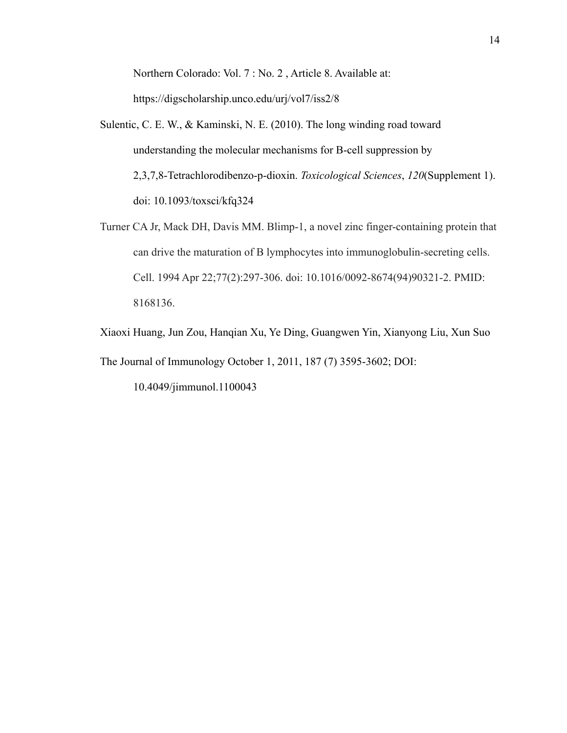Northern Colorado: Vol. 7 : No. 2 , Article 8. Available at: https://digscholarship.unco.edu/urj/vol7/iss2/8

Sulentic, C. E. W., & Kaminski, N. E. (2010). The long winding road toward understanding the molecular mechanisms for B-cell suppression by 2,3,7,8-Tetrachlorodibenzo-p-dioxin. *Toxicological Sciences*, *120*(Supplement 1). doi: 10.1093/toxsci/kfq324

Turner CA Jr, Mack DH, Davis MM. Blimp-1, a novel zinc finger-containing protein that can drive the maturation of B lymphocytes into immunoglobulin-secreting cells. Cell. 1994 Apr 22;77(2):297-306. doi: 10.1016/0092-8674(94)90321-2. PMID: 8168136.

Xiaoxi Huang, Jun Zou, Hanqian Xu, Ye Ding, Guangwen Yin, Xianyong Liu, Xun Suo

The Journal of Immunology October 1, 2011, 187 (7) 3595-3602; DOI: 10.4049/jimmunol.1100043